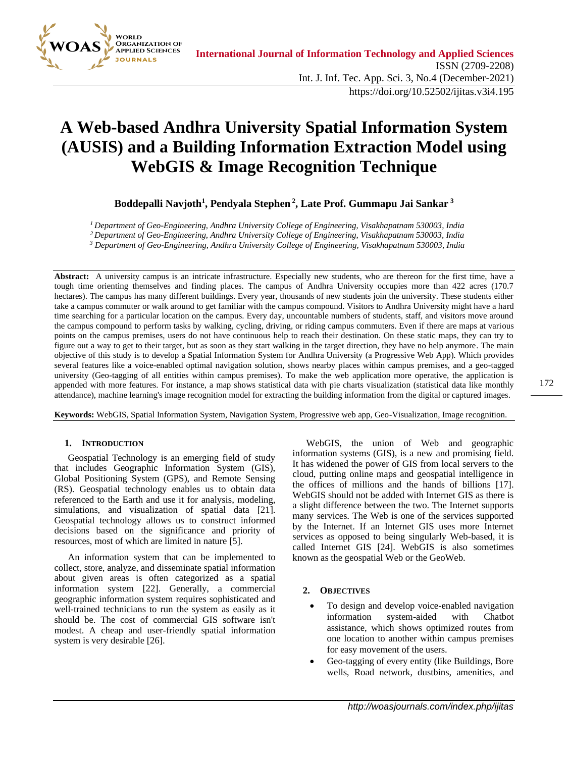# A Web-based Andhra University Spatial Information System (AUSIS) and a Building Information Extraction Model using WebGIS & Image Recognition Technique

**Boddepalli Navjoth[1], Pendyala Stephen[2], Late Prof. Gummapu Jai Sankar[3]**

*[1] Department of Geo-Engineering, Andhra University College of Engineering, Visakhapatnam 530003, India*
*[2] Department of Geo-Engineering, Andhra University College of Engineering, Visakhapatnam 530003, India*
*[3] Department of Geo-Engineering, Andhra University College of Engineering, Visakhapatnam 530003, India*

**Abstract:** A university campus is an intricate infrastructure. Especially new students, who are thereon for the first time, have a tough time orienting themselves and finding places. The campus of Andhra University occupies more than 422 acres (170.7 hectares). The campus has many different buildings. Every year, thousands of new students join the university. These students either take a campus commuter or walk around to get familiar with the campus compound. Visitors to Andhra University might have a hard time searching for a particular location on the campus. Every day, uncountable numbers of students, staff, and visitors move around the campus compound to perform tasks by walking, cycling, driving, or riding campus commuters. Even if there are maps at various points on the campus premises, users do not have continuous help to reach their destination. On these static maps, they can try to figure out a way to get to their target, but as soon as they start walking in the target direction, they have no help anymore. The main objective of this study is to develop a Spatial Information System for Andhra University (a Progressive Web App). Which provides several features like a voice-enabled optimal navigation solution, shows nearby places within campus premises, and a geo-tagged university (Geo-tagging of all entities within campus premises). To make the web application more operative, the application is appended with more features. For instance, a map shows statistical data with pie charts visualization (statistical data like monthly attendance), machine learning's image recognition model for extracting the building information from the digital or captured images.

**Keywords:** WebGIS, Spatial Information System, Navigation System, Progressive web app, Geo-Visualization, Image recognition.

## 1. Introduction

Geospatial Technology is an emerging field of study that includes Geographic Information System (GIS), Global Positioning System (GPS), and Remote Sensing (RS). Geospatial technology enables us to obtain data referenced to the Earth and use it for analysis, modeling, simulations, and visualization of spatial data [21]. Geospatial technology allows us to construct informed decisions based on the significance and priority of resources, most of which are limited in nature [5].

An information system that can be implemented to collect, store, analyze, and disseminate spatial information about given areas is often categorized as a spatial information system [22]. Generally, a commercial geographic information system requires sophisticated and well-trained technicians to run the system as easily as it should be. The cost of commercial GIS software isn't modest. A cheap and user-friendly spatial information system is very desirable [26].

WebGIS, the union of Web and geographic information systems (GIS), is a new and promising field. It has widened the power of GIS from local servers to the cloud, putting online maps and geospatial intelligence in the offices of millions and the hands of billions [17]. WebGIS should not be added with Internet GIS as there is a slight difference between the two. The Internet supports many services. The Web is one of the services supported by the Internet. If an Internet GIS uses more Internet services as opposed to being singularly Web-based, it is called Internet GIS [24]. WebGIS is also sometimes known as the geospatial Web or the GeoWeb.

## 2. Objectives

- To design and develop voice-enabled navigation information system-aided with Chatbot assistance, which shows optimized routes from one location to another within campus premises for easy movement of the users.
- Geo-tagging of every entity (like Buildings, Bore wells, Road network, dustbins, amenities, and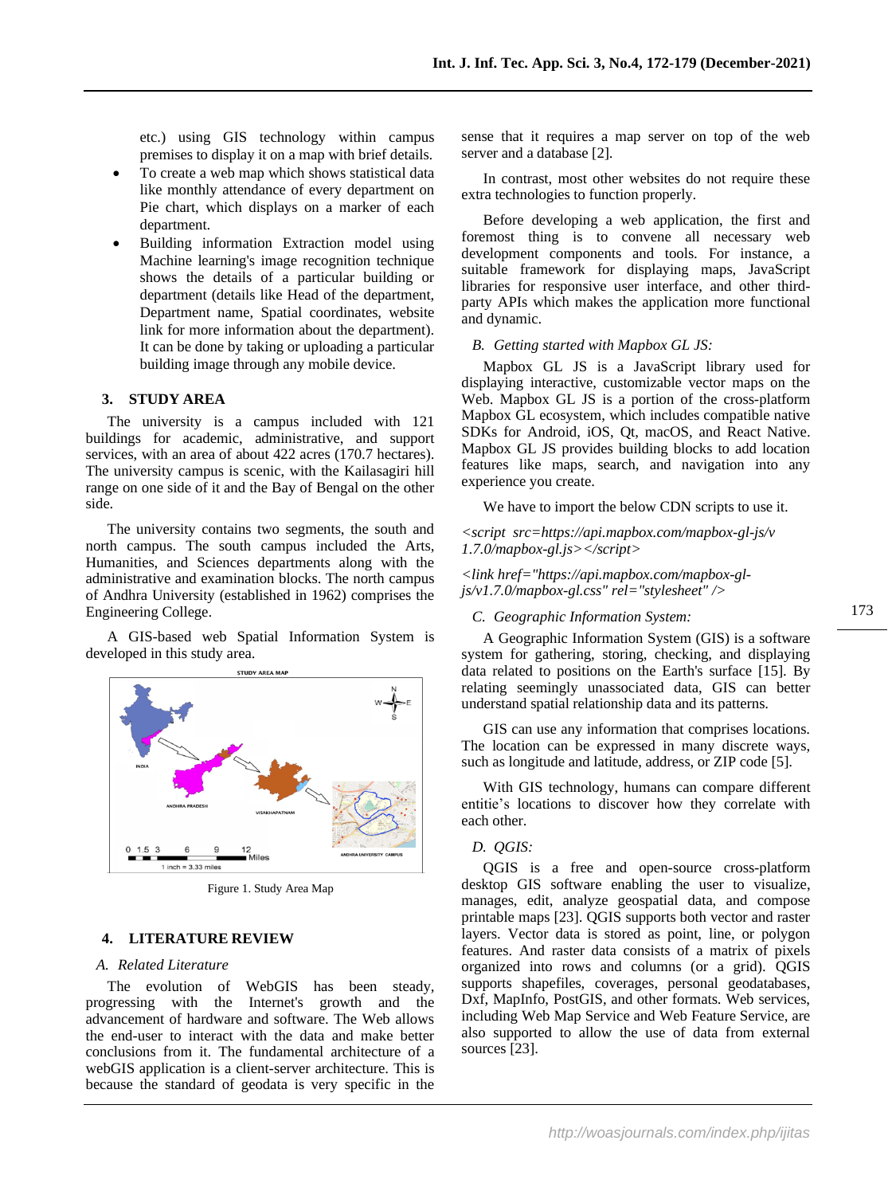etc.) using GIS technology within campus premises to display it on a map with brief details.

- To create a web map which shows statistical data like monthly attendance of every department on Pie chart, which displays on a marker of each department.
- Building information Extraction model using Machine learning's image recognition technique shows the details of a particular building or department (details like Head of the department, Department name, Spatial coordinates, website link for more information about the department). It can be done by taking or uploading a particular building image through any mobile device.

## 3. STUDY AREA

The university is a campus included with 121 buildings for academic, administrative, and support services, with an area of about 422 acres (170.7 hectares). The university campus is scenic, with the Kailasagiri hill range on one side of it and the Bay of Bengal on the other side.

The university contains two segments, the south and north campus. The south campus included the Arts, Humanities, and Sciences departments along with the administrative and examination blocks. The north campus of Andhra University (established in 1962) comprises the Engineering College.

A GIS-based web Spatial Information System is developed in this study area.

Figure 1. Study Area Map

## 4. LITERATURE REVIEW

### A. *Related Literature*

The evolution of WebGIS has been steady, progressing with the Internet's growth and the advancement of hardware and software. The Web allows the end-user to interact with the data and make better conclusions from it. The fundamental architecture of a webGIS application is a client-server architecture. This is because the standard of geodata is very specific in the sense that it requires a map server on top of the web server and a database [2].

In contrast, most other websites do not require these extra technologies to function properly.

Before developing a web application, the first and foremost thing is to convene all necessary web development components and tools. For instance, a suitable framework for displaying maps, JavaScript libraries for responsive user interface, and other third-party APIs which makes the application more functional and dynamic.

### B. *Getting started with Mapbox GL JS:*

Mapbox GL JS is a JavaScript library used for displaying interactive, customizable vector maps on the Web. Mapbox GL JS is a portion of the cross-platform Mapbox GL ecosystem, which includes compatible native SDKs for Android, iOS, Qt, macOS, and React Native. Mapbox GL JS provides building blocks to add location features like maps, search, and navigation into any experience you create.

We have to import the below CDN scripts to use it.

*<script src=https://api.mapbox.com/mapbox-gl-js/v1.7.0/mapbox-gl.js></script>*

*<link href="https://api.mapbox.com/mapbox-gl-js/v1.7.0/mapbox-gl.css" rel="stylesheet" />*

### C. *Geographic Information System:*

A Geographic Information System (GIS) is a software system for gathering, storing, checking, and displaying data related to positions on the Earth's surface [15]. By relating seemingly unassociated data, GIS can better understand spatial relationship data and its patterns.

GIS can use any information that comprises locations. The location can be expressed in many discrete ways, such as longitude and latitude, address, or ZIP code [5].

With GIS technology, humans can compare different entitie's locations to discover how they correlate with each other.

### D. *QGIS:*

QGIS is a free and open-source cross-platform desktop GIS software enabling the user to visualize, manages, edit, analyze geospatial data, and compose printable maps [23]. QGIS supports both vector and raster layers. Vector data is stored as point, line, or polygon features. And raster data consists of a matrix of pixels organized into rows and columns (or a grid). QGIS supports shapefiles, coverages, personal geodatabases, Dxf, MapInfo, PostGIS, and other formats. Web services, including Web Map Service and Web Feature Service, are also supported to allow the use of data from external sources [23].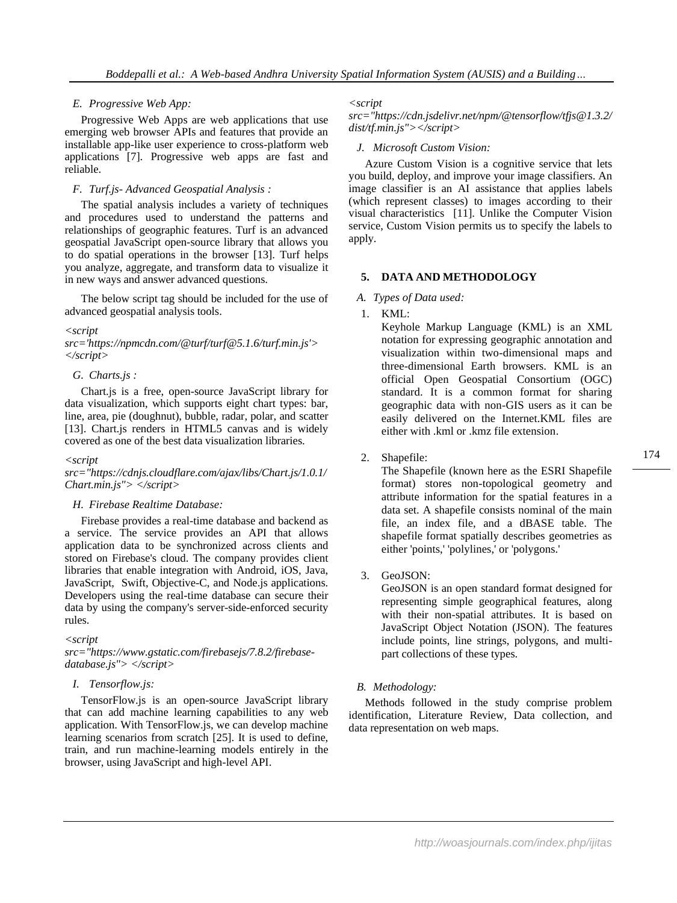### E. Progressive Web App:

Progressive Web Apps are web applications that use emerging web browser APIs and features that provide an installable app-like user experience to cross-platform web applications [7]. Progressive web apps are fast and reliable.

### F. Turf.js- Advanced Geospatial Analysis :

The spatial analysis includes a variety of techniques and procedures used to understand the patterns and relationships of geographic features. Turf is an advanced geospatial JavaScript open-source library that allows you to do spatial operations in the browser [13]. Turf helps you analyze, aggregate, and transform data to visualize it in new ways and answer advanced questions.

The below script tag should be included for the use of advanced geospatial analysis tools.

*<script src='https://npmcdn.com/@turf/turf@5.1.6/turf.min.js'></script>*

### G. Charts.js :

Chart.js is a free, open-source JavaScript library for data visualization, which supports eight chart types: bar, line, area, pie (doughnut), bubble, radar, polar, and scatter [13]. Chart.js renders in HTML5 canvas and is widely covered as one of the best data visualization libraries.

*<script src="https://cdnjs.cloudflare.com/ajax/libs/Chart.js/1.0.1/Chart.min.js"> </script>*

### H. Firebase Realtime Database:

Firebase provides a real-time database and backend as a service. The service provides an API that allows application data to be synchronized across clients and stored on Firebase's cloud. The company provides client libraries that enable integration with Android, iOS, Java, JavaScript, Swift, Objective-C, and Node.js applications. Developers using the real-time database can secure their data by using the company's server-side-enforced security rules.

*<script src="https://www.gstatic.com/firebasejs/7.8.2/firebase-database.js"> </script>*

### I. Tensorflow.js:

TensorFlow.js is an open-source JavaScript library that can add machine learning capabilities to any web application. With TensorFlow.js, we can develop machine learning scenarios from scratch [25]. It is used to define, train, and run machine-learning models entirely in the browser, using JavaScript and high-level API.

*<script src="https://cdn.jsdelivr.net/npm/@tensorflow/tfjs@1.3.2/dist/tf.min.js"></script>*

### J. Microsoft Custom Vision:

Azure Custom Vision is a cognitive service that lets you build, deploy, and improve your image classifiers. An image classifier is an AI assistance that applies labels (which represent classes) to images according to their visual characteristics [11]. Unlike the Computer Vision service, Custom Vision permits us to specify the labels to apply.

## 5. DATA AND METHODOLOGY

### A. Types of Data used:

1. KML:
   Keyhole Markup Language (KML) is an XML notation for expressing geographic annotation and visualization within two-dimensional maps and three-dimensional Earth browsers. KML is an official Open Geospatial Consortium (OGC) standard. It is a common format for sharing geographic data with non-GIS users as it can be easily delivered on the Internet.KML files are either with .kml or .kmz file extension.

2. Shapefile:
   The Shapefile (known here as the ESRI Shapefile format) stores non-topological geometry and attribute information for the spatial features in a data set. A shapefile consists nominal of the main file, an index file, and a dBASE table. The shapefile format spatially describes geometries as either 'points,' 'polylines,' or 'polygons.'

3. GeoJSON:
   GeoJSON is an open standard format designed for representing simple geographical features, along with their non-spatial attributes. It is based on JavaScript Object Notation (JSON). The features include points, line strings, polygons, and multi-part collections of these types.

### B. Methodology:

Methods followed in the study comprise problem identification, Literature Review, Data collection, and data representation on web maps.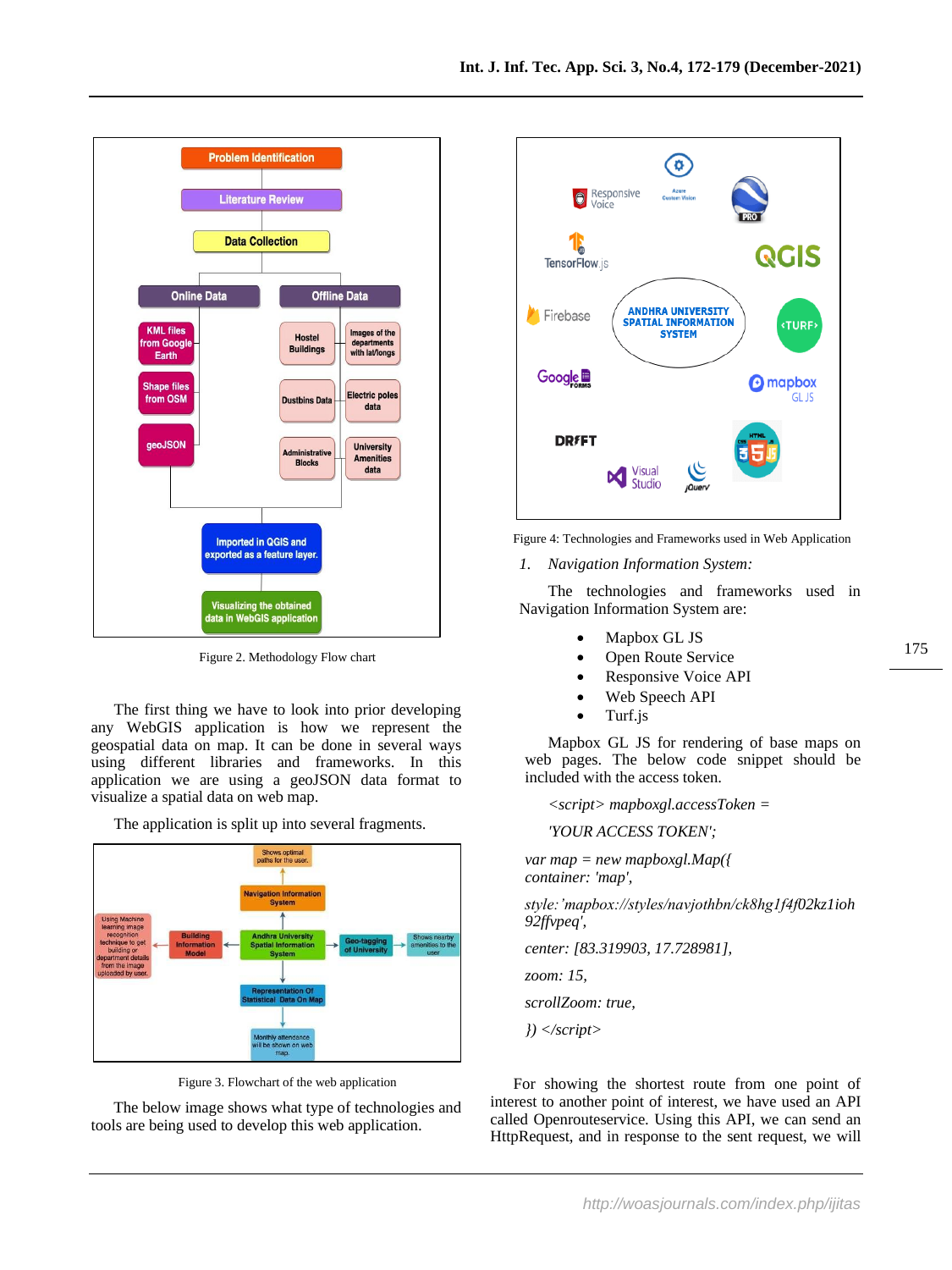Figure 2. Methodology Flow chart

The first thing we have to look into prior developing any WebGIS application is how we represent the geospatial data on map. It can be done in several ways using different libraries and frameworks. In this application we are using a geoJSON data format to visualize a spatial data on web map.

The application is split up into several fragments.

Figure 3. Flowchart of the web application

The below image shows what type of technologies and tools are being used to develop this web application.

Figure 4: Technologies and Frameworks used in Web Application

1. *Navigation Information System:*

The technologies and frameworks used in Navigation Information System are:

- Mapbox GL JS
- Open Route Service
- Responsive Voice API
- Web Speech API
- Turf.js

Mapbox GL JS for rendering of base maps on web pages. The below code snippet should be included with the access token.

```
<script> mapboxgl.accessToken =
'YOUR ACCESS TOKEN';
var map = new mapboxgl.Map({
container: 'map',
style:'mapbox://styles/navjothbn/ck8hg1f4f02kz1ioh92ffvpeq',
center: [83.319903, 17.728981],
zoom: 15,
scrollZoom: true,
}) </script>
```

For showing the shortest route from one point of interest to another point of interest, we have used an API called Openrouteservice. Using this API, we can send an HttpRequest, and in response to the sent request, we will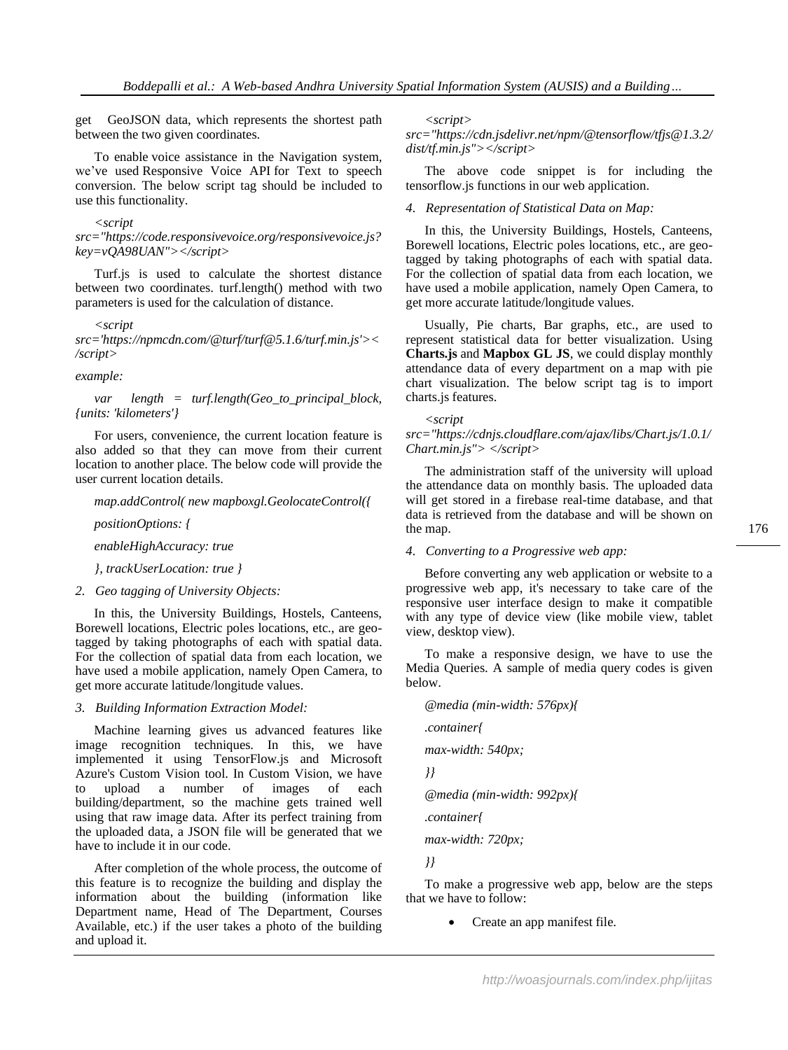get GeoJSON data, which represents the shortest path between the two given coordinates.

To enable voice assistance in the Navigation system, we've used Responsive Voice API for Text to speech conversion. The below script tag should be included to use this functionality.

*<script src="https://code.responsivevoice.org/responsivevoice.js?key=vQA98UAN"></script>*

Turf.js is used to calculate the shortest distance between two coordinates. turf.length() method with two parameters is used for the calculation of distance.

*<script src='https://npmcdn.com/@turf/turf@5.1.6/turf.min.js'></script>*

*example:*

*var length = turf.length(Geo_to_principal_block, {units: 'kilometers'}*

For users, convenience, the current location feature is also added so that they can move from their current location to another place. The below code will provide the user current location details.

*map.addControl( new mapboxgl.GeolocateControl({*

*positionOptions: {*

*enableHighAccuracy: true*

*}, trackUserLocation: true }*

*2. Geo tagging of University Objects:*

In this, the University Buildings, Hostels, Canteens, Borewell locations, Electric poles locations, etc., are geo-tagged by taking photographs of each with spatial data. For the collection of spatial data from each location, we have used a mobile application, namely Open Camera, to get more accurate latitude/longitude values.

*3. Building Information Extraction Model:*

Machine learning gives us advanced features like image recognition techniques. In this, we have implemented it using TensorFlow.js and Microsoft Azure's Custom Vision tool. In Custom Vision, we have to upload a number of images of each building/department, so the machine gets trained well using that raw image data. After its perfect training from the uploaded data, a JSON file will be generated that we have to include it in our code.

After completion of the whole process, the outcome of this feature is to recognize the building and display the information about the building (information like Department name, Head of The Department, Courses Available, etc.) if the user takes a photo of the building and upload it.

*<script src="https://cdn.jsdelivr.net/npm/@tensorflow/tfjs@1.3.2/dist/tf.min.js"></script>*

The above code snippet is for including the tensorflow.js functions in our web application.

*4. Representation of Statistical Data on Map:*

In this, the University Buildings, Hostels, Canteens, Borewell locations, Electric poles locations, etc., are geo-tagged by taking photographs of each with spatial data. For the collection of spatial data from each location, we have used a mobile application, namely Open Camera, to get more accurate latitude/longitude values.

Usually, Pie charts, Bar graphs, etc., are used to represent statistical data for better visualization. Using **Charts.js** and **Mapbox GL JS**, we could display monthly attendance data of every department on a map with pie chart visualization. The below script tag is to import charts.js features.

*<script src="https://cdnjs.cloudflare.com/ajax/libs/Chart.js/1.0.1/Chart.min.js"> </script>*

The administration staff of the university will upload the attendance data on monthly basis. The uploaded data will get stored in a firebase real-time database, and that data is retrieved from the database and will be shown on the map.

*4. Converting to a Progressive web app:*

Before converting any web application or website to a progressive web app, it's necessary to take care of the responsive user interface design to make it compatible with any type of device view (like mobile view, tablet view, desktop view).

To make a responsive design, we have to use the Media Queries. A sample of media query codes is given below.

*@media (min-width: 576px){*

*.container{*

*max-width: 540px;*

*}}*

*@media (min-width: 992px){*

*.container{*

*max-width: 720px;*

*}}*

To make a progressive web app, below are the steps that we have to follow:

- Create an app manifest file.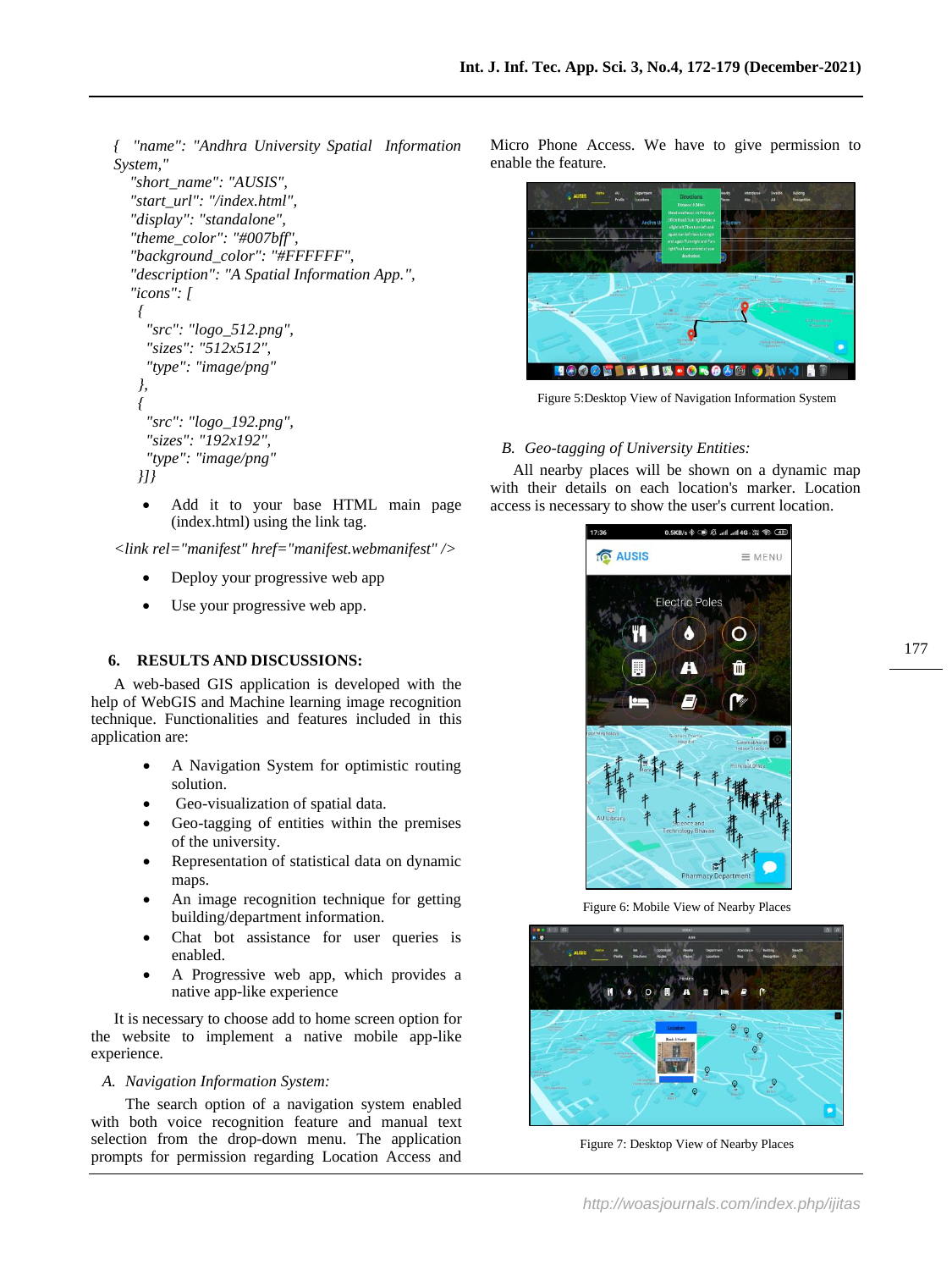```
{ "name": "Andhra University Spatial Information System,"
  "short_name": "AUSIS",
  "start_url": "/index.html",
  "display": "standalone",
  "theme_color": "#007bff",
  "background_color": "#FFFFFF",
  "description": "A Spatial Information App.",
  "icons": [
   {
    "src": "logo_512.png",
    "sizes": "512x512",
    "type": "image/png"
   },
   {
    "src": "logo_192.png",
    "sizes": "192x192",
    "type": "image/png"
   }]}
```

- Add it to your base HTML main page (index.html) using the link tag.

*<link rel="manifest" href="manifest.webmanifest" />*

- Deploy your progressive web app
- Use your progressive web app.

## 6. RESULTS AND DISCUSSIONS:

A web-based GIS application is developed with the help of WebGIS and Machine learning image recognition technique. Functionalities and features included in this application are:

- A Navigation System for optimistic routing solution.
- Geo-visualization of spatial data.
- Geo-tagging of entities within the premises of the university.
- Representation of statistical data on dynamic maps.
- An image recognition technique for getting building/department information.
- Chat bot assistance for user queries is enabled.
- A Progressive web app, which provides a native app-like experience

It is necessary to choose add to home screen option for the website to implement a native mobile app-like experience.

### *A. Navigation Information System:*

The search option of a navigation system enabled with both voice recognition feature and manual text selection from the drop-down menu. The application prompts for permission regarding Location Access and Micro Phone Access. We have to give permission to enable the feature.

Figure 5:Desktop View of Navigation Information System

### *B. Geo-tagging of University Entities:*

All nearby places will be shown on a dynamic map with their details on each location's marker. Location access is necessary to show the user's current location.

Figure 6: Mobile View of Nearby Places

Figure 7: Desktop View of Nearby Places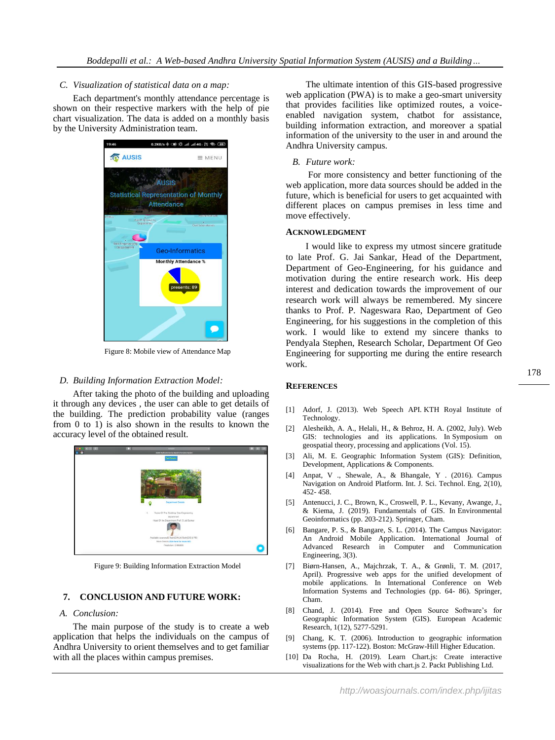### C. Visualization of statistical data on a map:

Each department's monthly attendance percentage is shown on their respective markers with the help of pie chart visualization. The data is added on a monthly basis by the University Administration team.

Figure 8: Mobile view of Attendance Map

### D. Building Information Extraction Model:

After taking the photo of the building and uploading it through any devices , the user can able to get details of the building. The prediction probability value (ranges from 0 to 1) is also shown in the results to known the accuracy level of the obtained result.

Figure 9: Building Information Extraction Model

## 7. CONCLUSION AND FUTURE WORK:

### A. Conclusion:

The main purpose of the study is to create a web application that helps the individuals on the campus of Andhra University to orient themselves and to get familiar with all the places within campus premises.

The ultimate intention of this GIS-based progressive web application (PWA) is to make a geo-smart university that provides facilities like optimized routes, a voice-enabled navigation system, chatbot for assistance, building information extraction, and moreover a spatial information of the university to the user in and around the Andhra University campus.

### B. Future work:

For more consistency and better functioning of the web application, more data sources should be added in the future, which is beneficial for users to get acquainted with different places on campus premises in less time and move effectively.

## ACKNOWLEDGMENT

I would like to express my utmost sincere gratitude to late Prof. G. Jai Sankar, Head of the Department, Department of Geo-Engineering, for his guidance and motivation during the entire research work. His deep interest and dedication towards the improvement of our research work will always be remembered. My sincere thanks to Prof. P. Nageswara Rao, Department of Geo Engineering, for his suggestions in the completion of this work. I would like to extend my sincere thanks to Pendyala Stephen, Research Scholar, Department Of Geo Engineering for supporting me during the entire research work.

## REFERENCES

[1] Adorf, J. (2013). Web Speech API. KTH Royal Institute of Technology.

[2] Alesheikh, A. A., Helali, H., & Behroz, H. A. (2002, July). Web GIS: technologies and its applications. In Symposium on geospatial theory, processing and applications (Vol. 15).

[3] Ali, M. E. Geographic Information System (GIS): Definition, Development, Applications & Components.

[4] Anpat, V ., Shewale, A., & Bhangale, Y . (2016). Campus Navigation on Android Platform. Int. J. Sci. Technol. Eng, 2(10), 452- 458.

[5] Antenucci, J. C., Brown, K., Croswell, P. L., Kevany, Awange, J., & Kiema, J. (2019). Fundamentals of GIS. In Environmental Geoinformatics (pp. 203-212). Springer, Cham.

[6] Bangare, P. S., & Bangare, S. L. (2014). The Campus Navigator: An Android Mobile Application. International Journal of Advanced Research in Computer and Communication Engineering, 3(3).

[7] Biørn-Hansen, A., Majchrzak, T. A., & Grønli, T. M. (2017, April). Progressive web apps for the unified development of mobile applications. In International Conference on Web Information Systems and Technologies (pp. 64- 86). Springer, Cham.

[8] Chand, J. (2014). Free and Open Source Software's for Geographic Information System (GIS). European Academic Research, 1(12), 5277-5291.

[9] Chang, K. T. (2006). Introduction to geographic information systems (pp. 117-122). Boston: McGraw-Hill Higher Education.

[10] Da Rocha, H. (2019). Learn Chart.js: Create interactive visualizations for the Web with chart.js 2. Packt Publishing Ltd.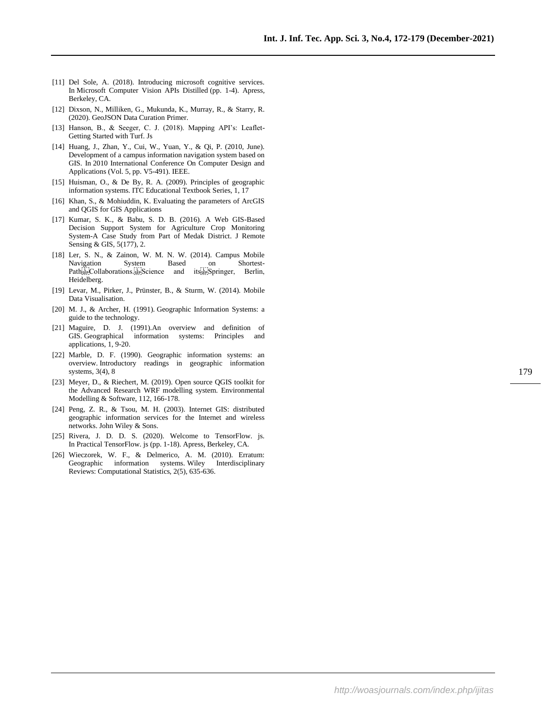[11] Del Sole, A. (2018). Introducing microsoft cognitive services. In Microsoft Computer Vision APIs Distilled (pp. 1-4). Apress, Berkeley, CA.

[12] Dixson, N., Milliken, G., Mukunda, K., Murray, R., & Starry, R. (2020). GeoJSON Data Curation Primer.

[13] Hanson, B., & Seeger, C. J. (2018). Mapping API's: Leaflet-Getting Started with Turf. Js

[14] Huang, J., Zhan, Y., Cui, W., Yuan, Y., & Qi, P. (2010, June). Development of a campus information navigation system based on GIS. In 2010 International Conference On Computer Design and Applications (Vol. 5, pp. V5-491). IEEE.

[15] Huisman, O., & De By, R. A. (2009). Principles of geographic information systems. ITC Educational Textbook Series, 1, 17

[16] Khan, S., & Mohiuddin, K. Evaluating the parameters of ArcGIS and QGIS for GIS Applications

[17] Kumar, S. K., & Babu, S. D. B. (2016). A Web GIS-Based Decision Support System for Agriculture Crop Monitoring System-A Case Study from Part of Medak District. J Remote Sensing & GIS, 5(177), 2.

[18] Ler, S. N., & Zainon, W. M. N. W. (2014). Campus Mobile Navigation System Based on Shortest-Path Collaborations. Science and its Springer, Berlin, Heidelberg.

[19] Levar, M., Pirker, J., Prünster, B., & Sturm, W. (2014). Mobile Data Visualisation.

[20] M. J., & Archer, H. (1991). Geographic Information Systems: a guide to the technology.

[21] Maguire, D. J. (1991).An overview and definition of GIS. Geographical information systems: Principles and applications, 1, 9-20.

[22] Marble, D. F. (1990). Geographic information systems: an overview. Introductory readings in geographic information systems, 3(4), 8

[23] Meyer, D., & Riechert, M. (2019). Open source QGIS toolkit for the Advanced Research WRF modelling system. Environmental Modelling & Software, 112, 166-178.

[24] Peng, Z. R., & Tsou, M. H. (2003). Internet GIS: distributed geographic information services for the Internet and wireless networks. John Wiley & Sons.

[25] Rivera, J. D. D. S. (2020). Welcome to TensorFlow. js. In Practical TensorFlow. js (pp. 1-18). Apress, Berkeley, CA.

[26] Wieczorek, W. F., & Delmerico, A. M. (2010). Erratum: Geographic information systems. Wiley Interdisciplinary Reviews: Computational Statistics, 2(5), 635-636.